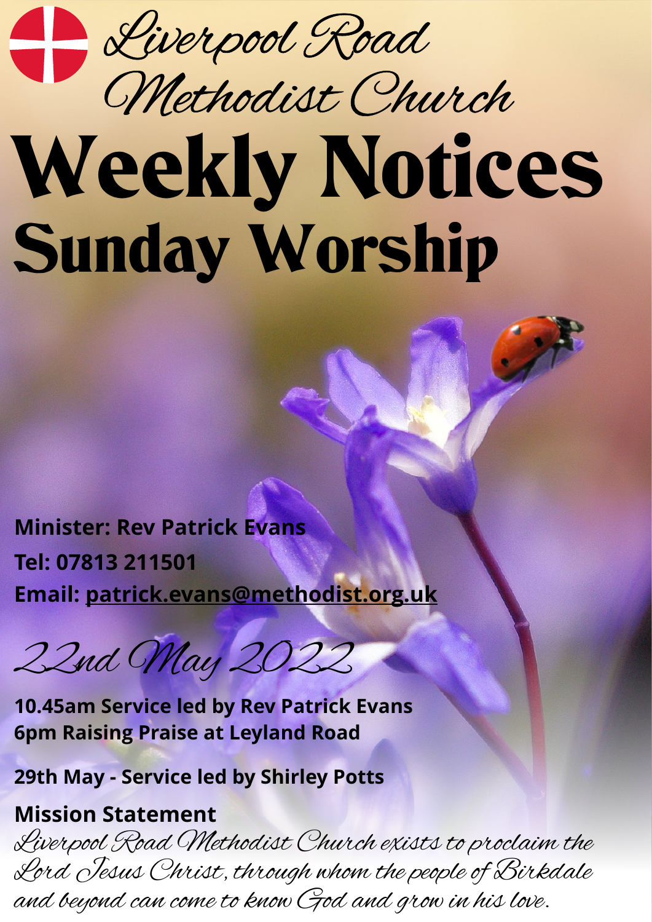# Liverpool Road Methodist Church

# Weekly Notices

## Sunday Worship

**Minister: Rev Patrick Evans**
**Tel: 07813 211501**
**Email: patrick.evans@methodist.org.uk**

*22nd May 2022*

**10.45am Service led by Rev Patrick Evans**
**6pm Raising Praise at Leyland Road**

**29th May - Service led by Shirley Potts**

**Mission Statement**

*Liverpool Road Methodist Church exists to proclaim the Lord Jesus Christ, through whom the people of Birkdale and beyond can come to know God and grow in his love.*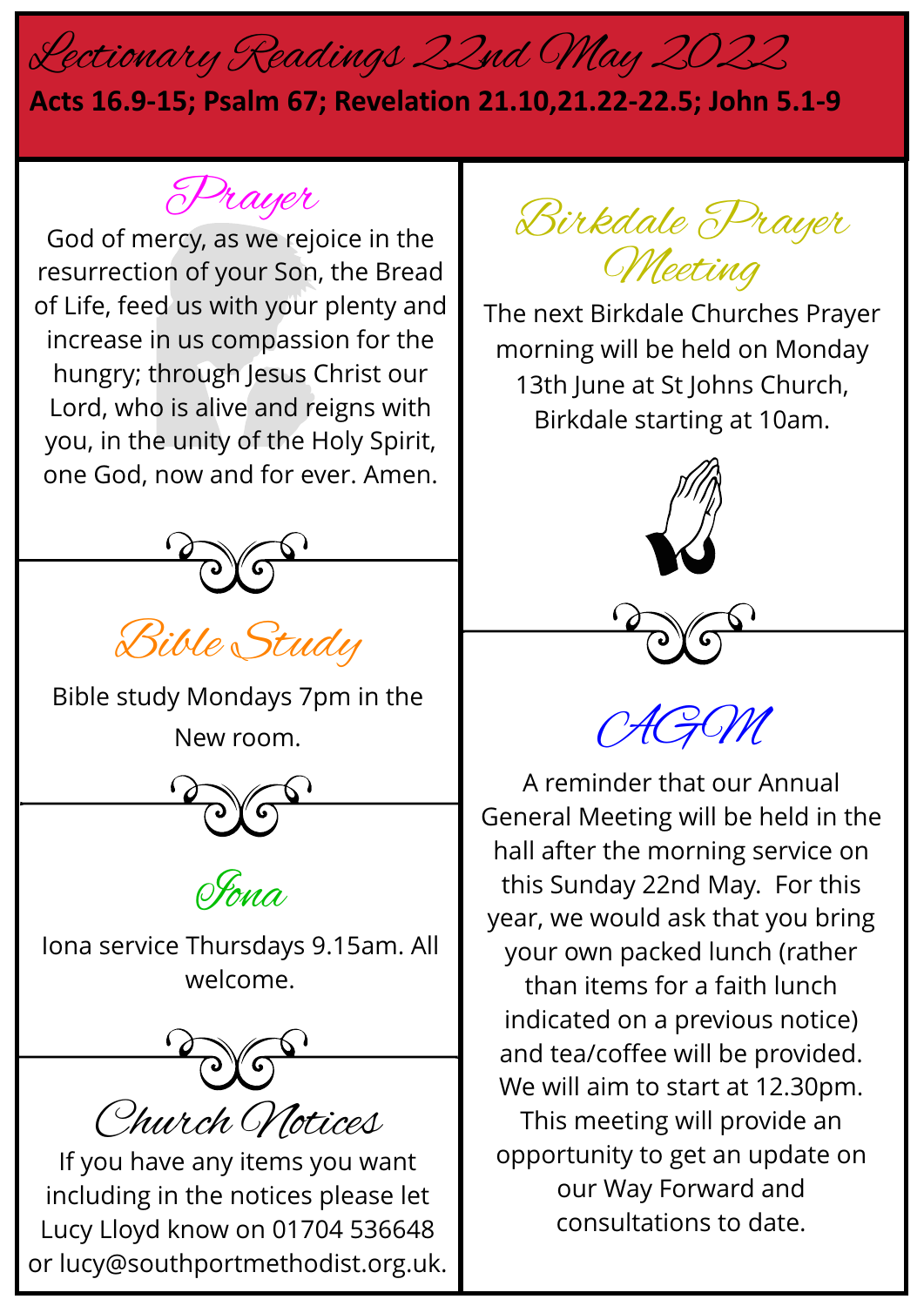# Lectionary Readings 22nd May 2022

**Acts 16.9-15; Psalm 67; Revelation 21.10,21.22-22.5; John 5.1-9**

## Prayer

God of mercy, as we rejoice in the resurrection of your Son, the Bread of Life, feed us with your plenty and increase in us compassion for the hungry; through Jesus Christ our Lord, who is alive and reigns with you, in the unity of the Holy Spirit, one God, now and for ever. Amen.

## Bible Study

Bible study Mondays 7pm in the New room.

## Iona

Iona service Thursdays 9.15am. All welcome.

## Church Notices

If you have any items you want including in the notices please let Lucy Lloyd know on 01704 536648 or lucy@southportmethodist.org.uk.

## Birkdale Prayer Meeting

The next Birkdale Churches Prayer morning will be held on Monday 13th June at St Johns Church, Birkdale starting at 10am.

## AGM

A reminder that our Annual General Meeting will be held in the hall after the morning service on this Sunday 22nd May. For this year, we would ask that you bring your own packed lunch (rather than items for a faith lunch indicated on a previous notice) and tea/coffee will be provided. We will aim to start at 12.30pm. This meeting will provide an opportunity to get an update on our Way Forward and consultations to date.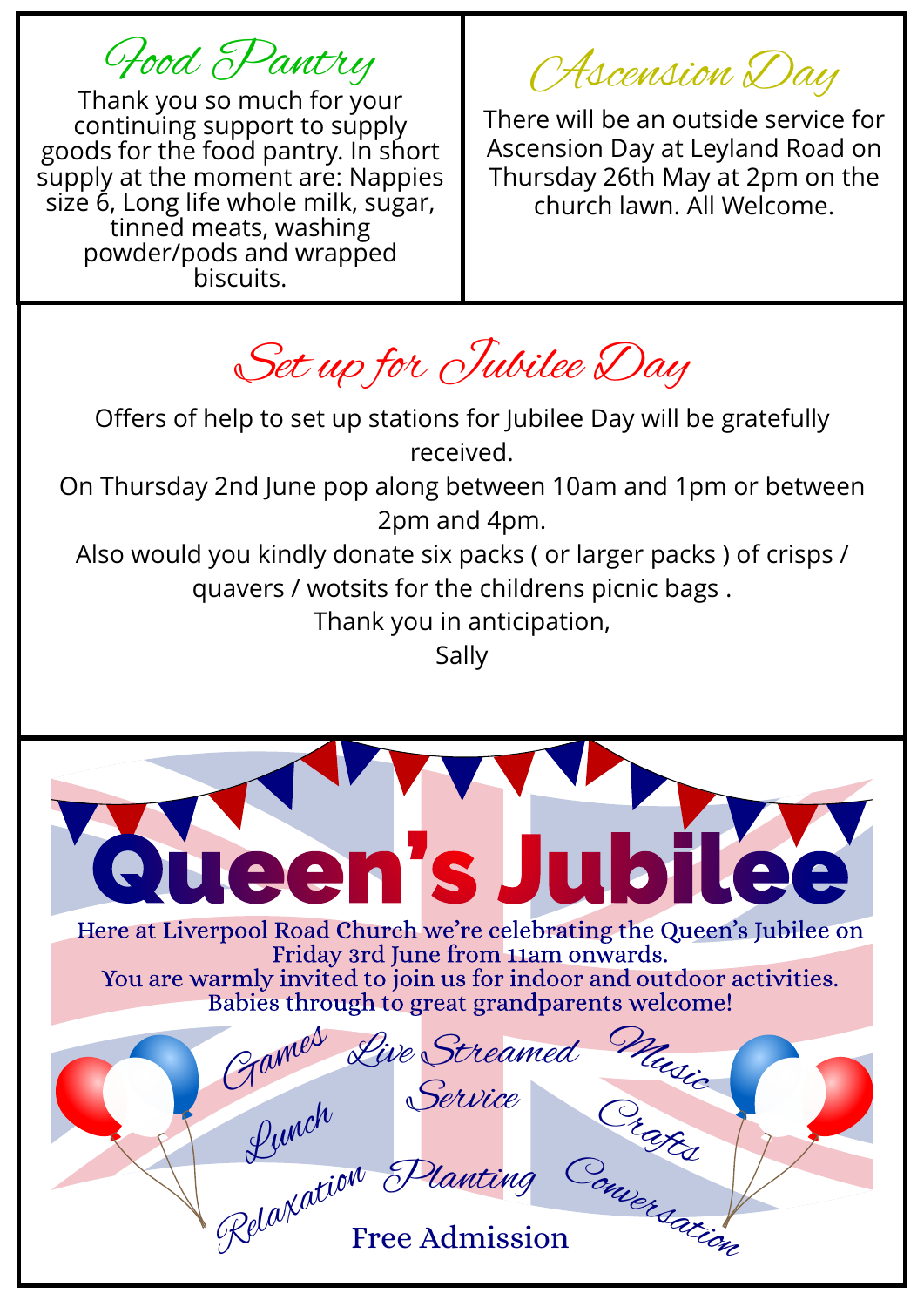## Food Pantry

Thank you so much for your continuing support to supply goods for the food pantry. In short supply at the moment are: Nappies size 6, Long life whole milk, sugar, tinned meats, washing powder/pods and wrapped biscuits.

## Ascension Day

There will be an outside service for Ascension Day at Leyland Road on Thursday 26th May at 2pm on the church lawn. All Welcome.

## Set up for Jubilee Day

Offers of help to set up stations for Jubilee Day will be gratefully received.

On Thursday 2nd June pop along between 10am and 1pm or between 2pm and 4pm.

Also would you kindly donate six packs ( or larger packs ) of crisps / quavers / wotsits for the childrens picnic bags .

Thank you in anticipation,

Sally

# Queen's Jubilee

Here at Liverpool Road Church we're celebrating the Queen's Jubilee on Friday 3rd June from 11am onwards.
You are warmly invited to join us for indoor and outdoor activities.
Babies through to great grandparents welcome!

*Games* *Live Streamed Service* *Music* *Lunch* *Crafts* *Relaxation* *Planting* *Conversation*

Free Admission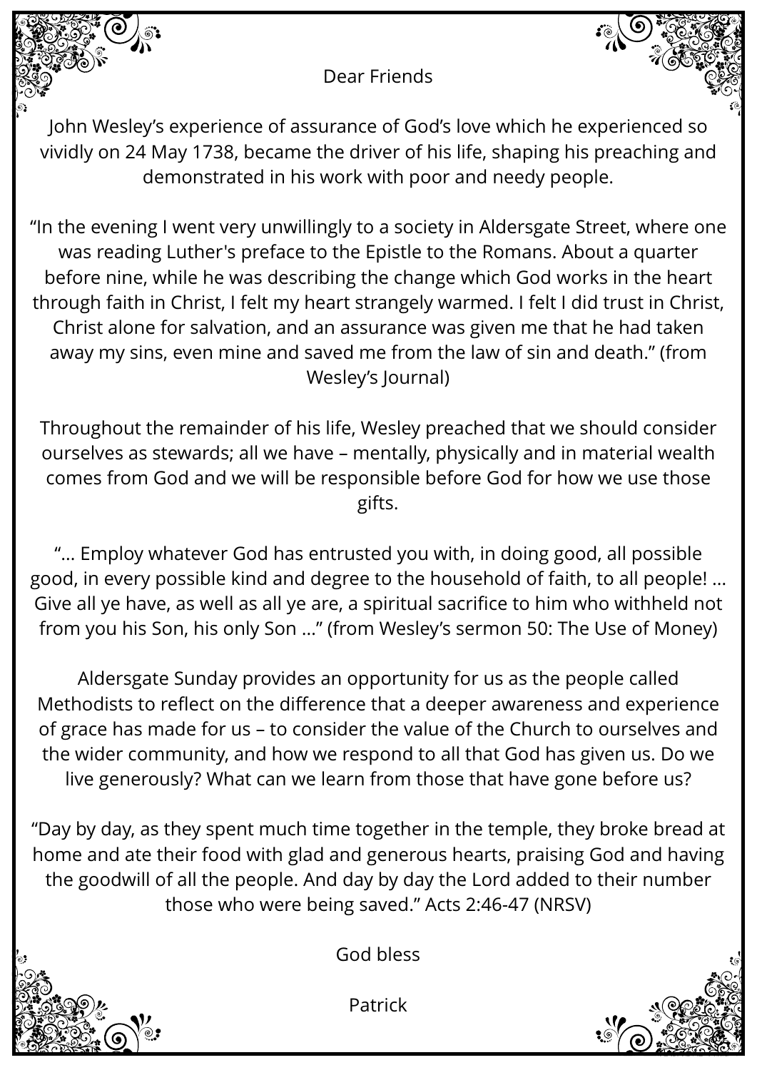Dear Friends

John Wesley’s experience of assurance of God’s love which he experienced so vividly on 24 May 1738, became the driver of his life, shaping his preaching and demonstrated in his work with poor and needy people.

“In the evening I went very unwillingly to a society in Aldersgate Street, where one was reading Luther's preface to the Epistle to the Romans. About a quarter before nine, while he was describing the change which God works in the heart through faith in Christ, I felt my heart strangely warmed. I felt I did trust in Christ, Christ alone for salvation, and an assurance was given me that he had taken away my sins, even mine and saved me from the law of sin and death.” (from Wesley’s Journal)

Throughout the remainder of his life, Wesley preached that we should consider ourselves as stewards; all we have – mentally, physically and in material wealth comes from God and we will be responsible before God for how we use those gifts.

“… Employ whatever God has entrusted you with, in doing good, all possible good, in every possible kind and degree to the household of faith, to all people! … Give all ye have, as well as all ye are, a spiritual sacrifice to him who withheld not from you his Son, his only Son …” (from Wesley’s sermon 50: The Use of Money)

Aldersgate Sunday provides an opportunity for us as the people called Methodists to reflect on the difference that a deeper awareness and experience of grace has made for us – to consider the value of the Church to ourselves and the wider community, and how we respond to all that God has given us. Do we live generously? What can we learn from those that have gone before us?

“Day by day, as they spent much time together in the temple, they broke bread at home and ate their food with glad and generous hearts, praising God and having the goodwill of all the people. And day by day the Lord added to their number those who were being saved.” Acts 2:46-47 (NRSV)

God bless

Patrick